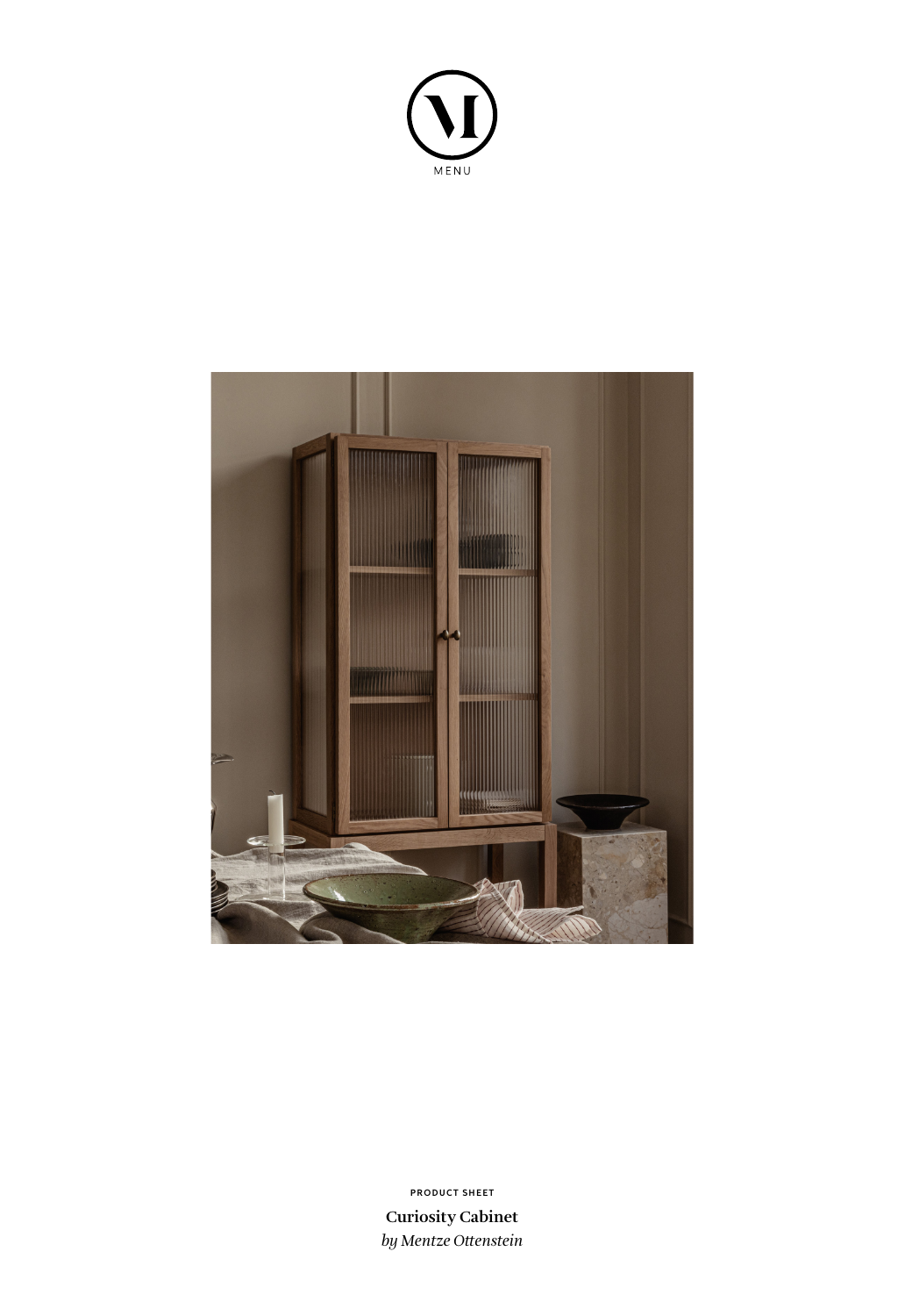MENU

PRODUCT SHEET

**Curiosity Cabinet**

*by Mentze Ottenstein*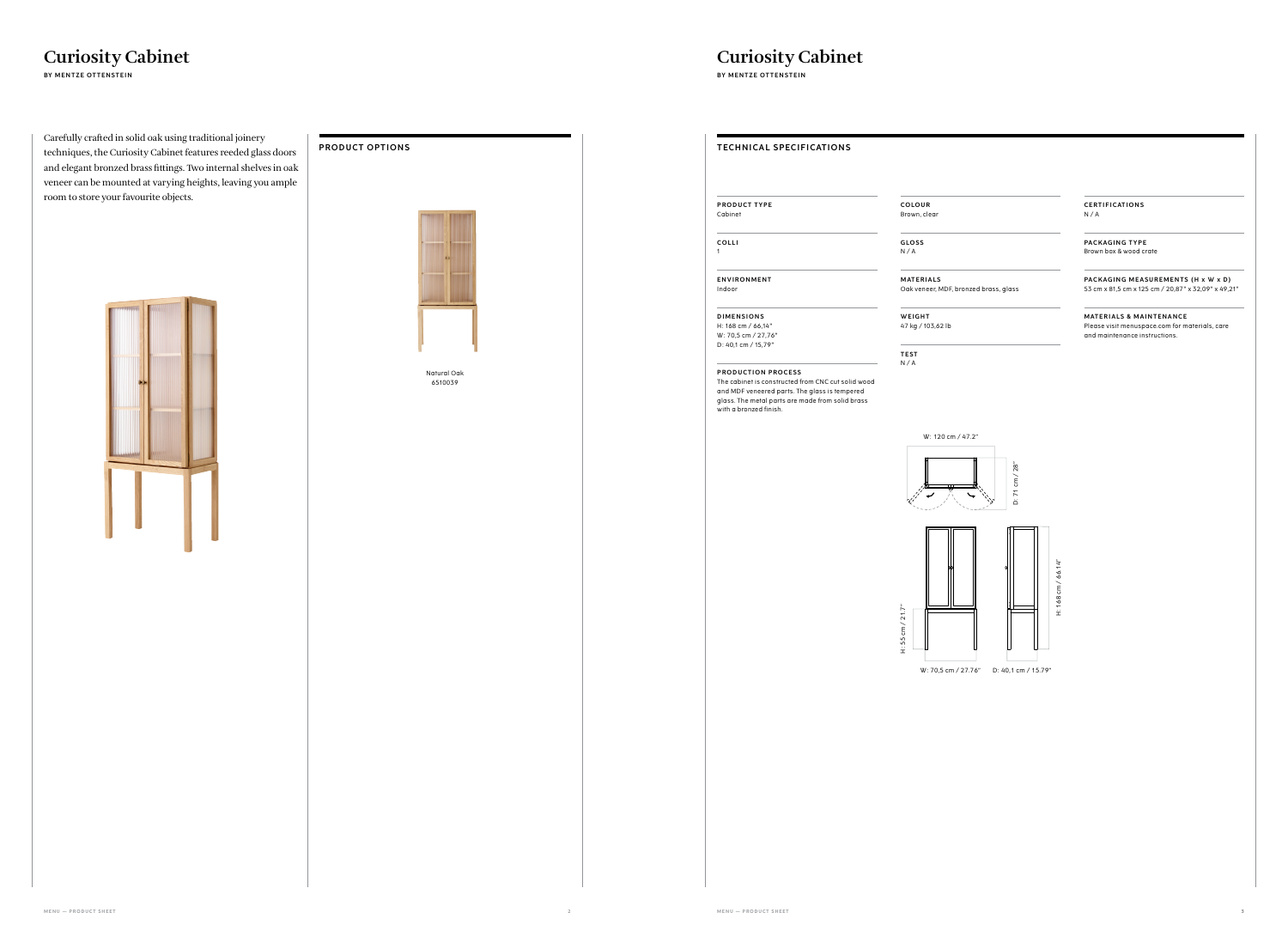# Curiosity Cabinet

**BY MENTZE OTTENSTEIN**

Carefully crafted in solid oak using traditional joinery techniques, the Curiosity Cabinet features reeded glass doors and elegant bronzed brass fittings. Two internal shelves in oak veneer can be mounted at varying heights, leaving you ample room to store your favourite objects.

## PRODUCT OPTIONS

Natural Oak
6510039

# Curiosity Cabinet

**BY MENTZE OTTENSTEIN**

## TECHNICAL SPECIFICATIONS

**PRODUCT TYPE**
Cabinet

**COLLI**
1

**ENVIRONMENT**
Indoor

**DIMENSIONS**
H: 168 cm / 66,14"
W: 70,5 cm / 27,76"
D: 40,1 cm / 15,79"

**PRODUCTION PROCESS**
The cabinet is constructed from CNC cut solid wood and MDF veneered parts. The glass is tempered glass. The metal parts are made from solid brass with a bronzed finish.

**COLOUR**
Brown, clear

**GLOSS**
N / A

**MATERIALS**
Oak veneer, MDF, bronzed brass, glass

**WEIGHT**
47 kg / 103,62 lb

**TEST**
N / A

**CERTIFICATIONS**
N / A

**PACKAGING TYPE**
Brown box & wood crate

**PACKAGING MEASUREMENTS (H x W x D)**
53 cm x 81,5 cm x 125 cm / 20,87" x 32,09" x 49,21"

**MATERIALS & MAINTENANCE**
Please visit menuspace.com for materials, care and maintenance instructions.

W: 120 cm / 47.2"
D: 71 cm / 28"
H: 168 cm / 66.14"
H: 55 cm / 21.7"
W: 70,5 cm / 27.76"
D: 40,1 cm / 15.79"